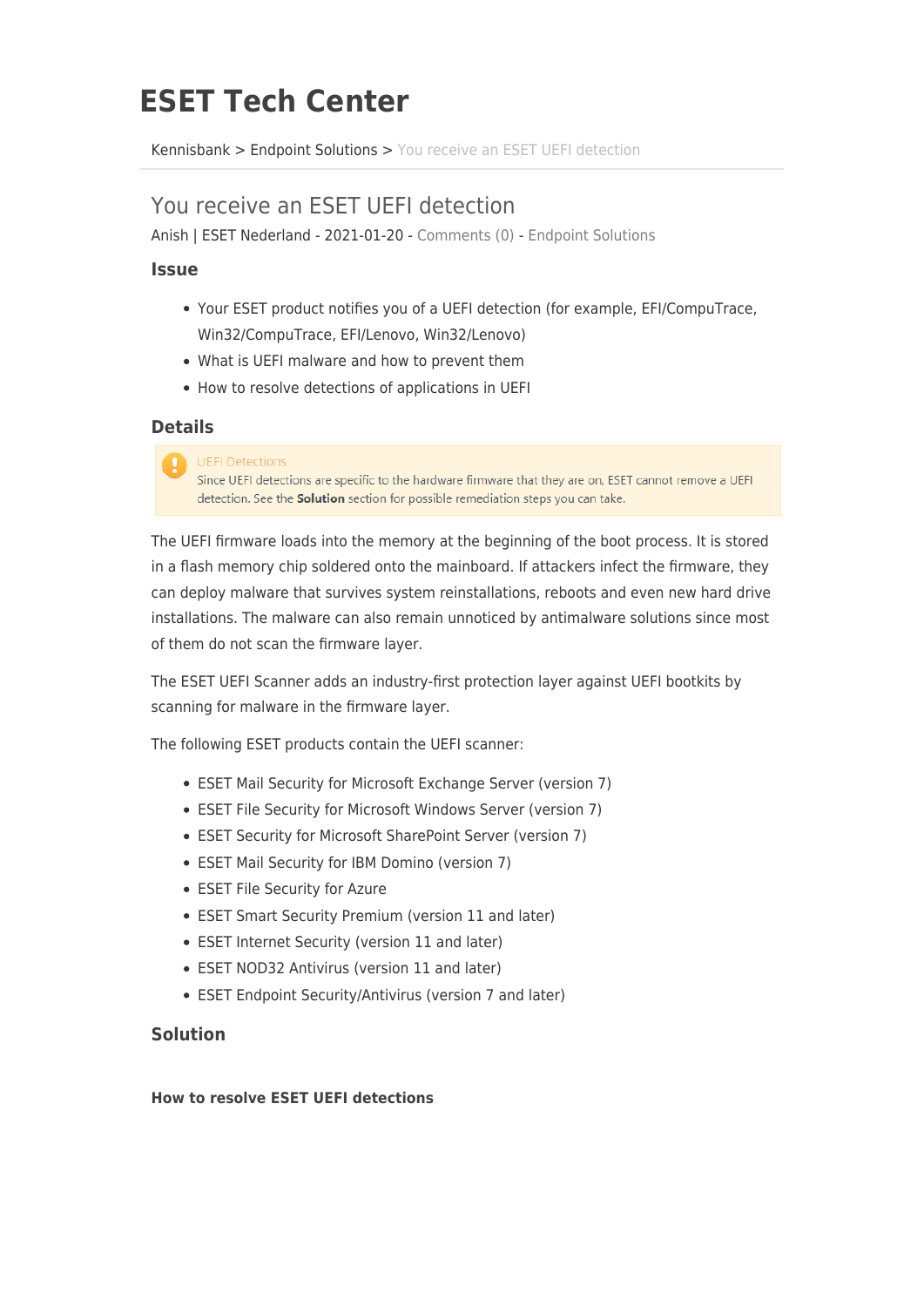# ESET Tech Center

Kennisbank > Endpoint Solutions > You receive an ESET UEFI detection

## You receive an ESET UEFI detection

Anish | ESET Nederland - 2021-01-20 - Comments (0) - Endpoint Solutions

### Issue

- Your ESET product notifies you of a UEFI detection (for example, EFI/CompuTrace, Win32/CompuTrace, EFI/Lenovo, Win32/Lenovo)
- What is UEFI malware and how to prevent them
- How to resolve detections of applications in UEFI

### Details

> UEFI Detections
> Since UEFI detections are specific to the hardware firmware that they are on, ESET cannot remove a UEFI detection. See the **Solution** section for possible remediation steps you can take.

The UEFI firmware loads into the memory at the beginning of the boot process. It is stored in a flash memory chip soldered onto the mainboard. If attackers infect the firmware, they can deploy malware that survives system reinstallations, reboots and even new hard drive installations. The malware can also remain unnoticed by antimalware solutions since most of them do not scan the firmware layer.

The ESET UEFI Scanner adds an industry-first protection layer against UEFI bootkits by scanning for malware in the firmware layer.

The following ESET products contain the UEFI scanner:

- ESET Mail Security for Microsoft Exchange Server (version 7)
- ESET File Security for Microsoft Windows Server (version 7)
- ESET Security for Microsoft SharePoint Server (version 7)
- ESET Mail Security for IBM Domino (version 7)
- ESET File Security for Azure
- ESET Smart Security Premium (version 11 and later)
- ESET Internet Security (version 11 and later)
- ESET NOD32 Antivirus (version 11 and later)
- ESET Endpoint Security/Antivirus (version 7 and later)

### Solution

**How to resolve ESET UEFI detections**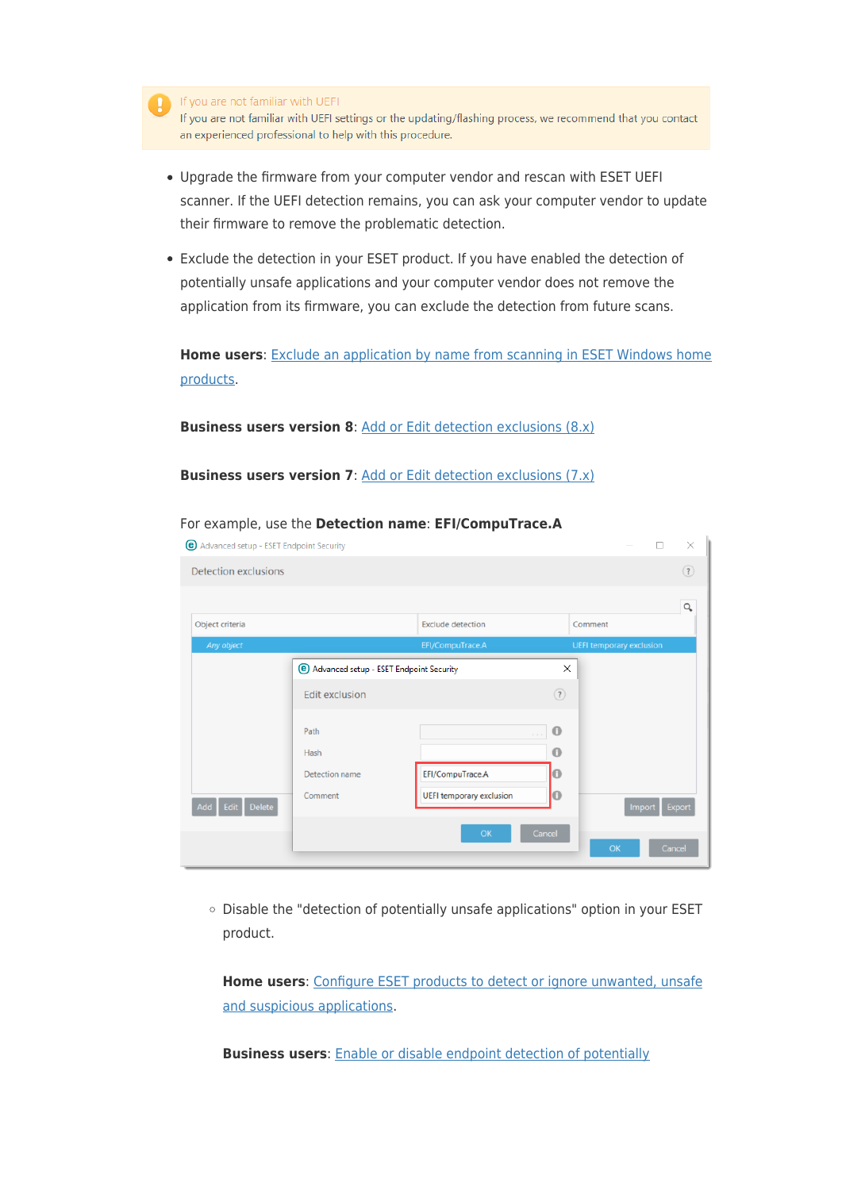> **If you are not familiar with UEFI**
> If you are not familiar with UEFI settings or the updating/flashing process, we recommend that you contact an experienced professional to help with this procedure.

- Upgrade the firmware from your computer vendor and rescan with ESET UEFI scanner. If the UEFI detection remains, you can ask your computer vendor to update their firmware to remove the problematic detection.
- Exclude the detection in your ESET product. If you have enabled the detection of potentially unsafe applications and your computer vendor does not remove the application from its firmware, you can exclude the detection from future scans.

  **Home users**: Exclude an application by name from scanning in ESET Windows home products.

  **Business users version 8**: Add or Edit detection exclusions (8.x)

  **Business users version 7**: Add or Edit detection exclusions (7.x)

  For example, use the **Detection name**: **EFI/CompuTrace.A**

  - Disable the "detection of potentially unsafe applications" option in your ESET product.

    **Home users**: Configure ESET products to detect or ignore unwanted, unsafe and suspicious applications.

    **Business users**: Enable or disable endpoint detection of potentially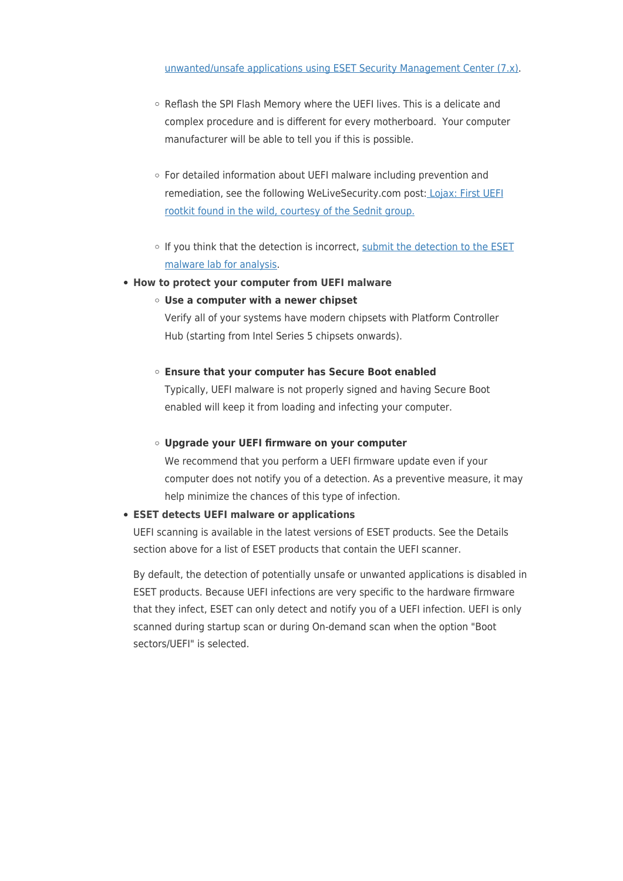unwanted/unsafe applications using ESET Security Management Center (7.x).

    - Reflash the SPI Flash Memory where the UEFI lives. This is a delicate and complex procedure and is different for every motherboard. Your computer manufacturer will be able to tell you if this is possible.

    - For detailed information about UEFI malware including prevention and remediation, see the following WeLiveSecurity.com post: Lojax: First UEFI rootkit found in the wild, courtesy of the Sednit group.

    - If you think that the detection is incorrect, submit the detection to the ESET malware lab for analysis.

- **How to protect your computer from UEFI malware**
    - **Use a computer with a newer chipset**
      Verify all of your systems have modern chipsets with Platform Controller Hub (starting from Intel Series 5 chipsets onwards).

    - **Ensure that your computer has Secure Boot enabled**
      Typically, UEFI malware is not properly signed and having Secure Boot enabled will keep it from loading and infecting your computer.

    - **Upgrade your UEFI firmware on your computer**
      We recommend that you perform a UEFI firmware update even if your computer does not notify you of a detection. As a preventive measure, it may help minimize the chances of this type of infection.

- **ESET detects UEFI malware or applications**
  UEFI scanning is available in the latest versions of ESET products. See the Details section above for a list of ESET products that contain the UEFI scanner.

  By default, the detection of potentially unsafe or unwanted applications is disabled in ESET products. Because UEFI infections are very specific to the hardware firmware that they infect, ESET can only detect and notify you of a UEFI infection. UEFI is only scanned during startup scan or during On-demand scan when the option "Boot sectors/UEFI" is selected.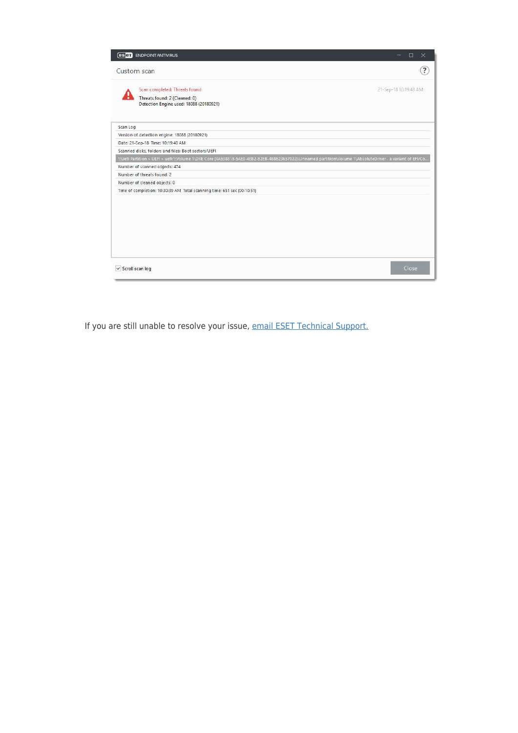ESET ENDPOINT ANTIVIRUS

Custom scan

Scan completed: Threats found

Threats found: 2 (Cleaned: 0)
Detection Engine used: 18088 (20180921)

21-Sep-18 10:19:48 AM

Scan Log
Version of detection engine: 18088 (20180921)
Date: 21-Sep-18 Time: 10:19:48 AM
Scanned disks, folders and files: Boot sectors/UEFI
\\Uefi Partition » UEFI » uefi:\\Volume 1\DXE Core {4A538818-5AE0-4EB2-B2EB-488B23657022}\Unnamed partition\Volume 1\AbsoluteDriver - a variant of EFI/Co...
Number of scanned objects: 474
Number of threats found: 2
Number of cleaned objects: 0
Time of completion: 10:30:39 AM Total scanning time: 651 sec (00:10:51)

Scroll scan log

Close

If you are still unable to resolve your issue, email ESET Technical Support.